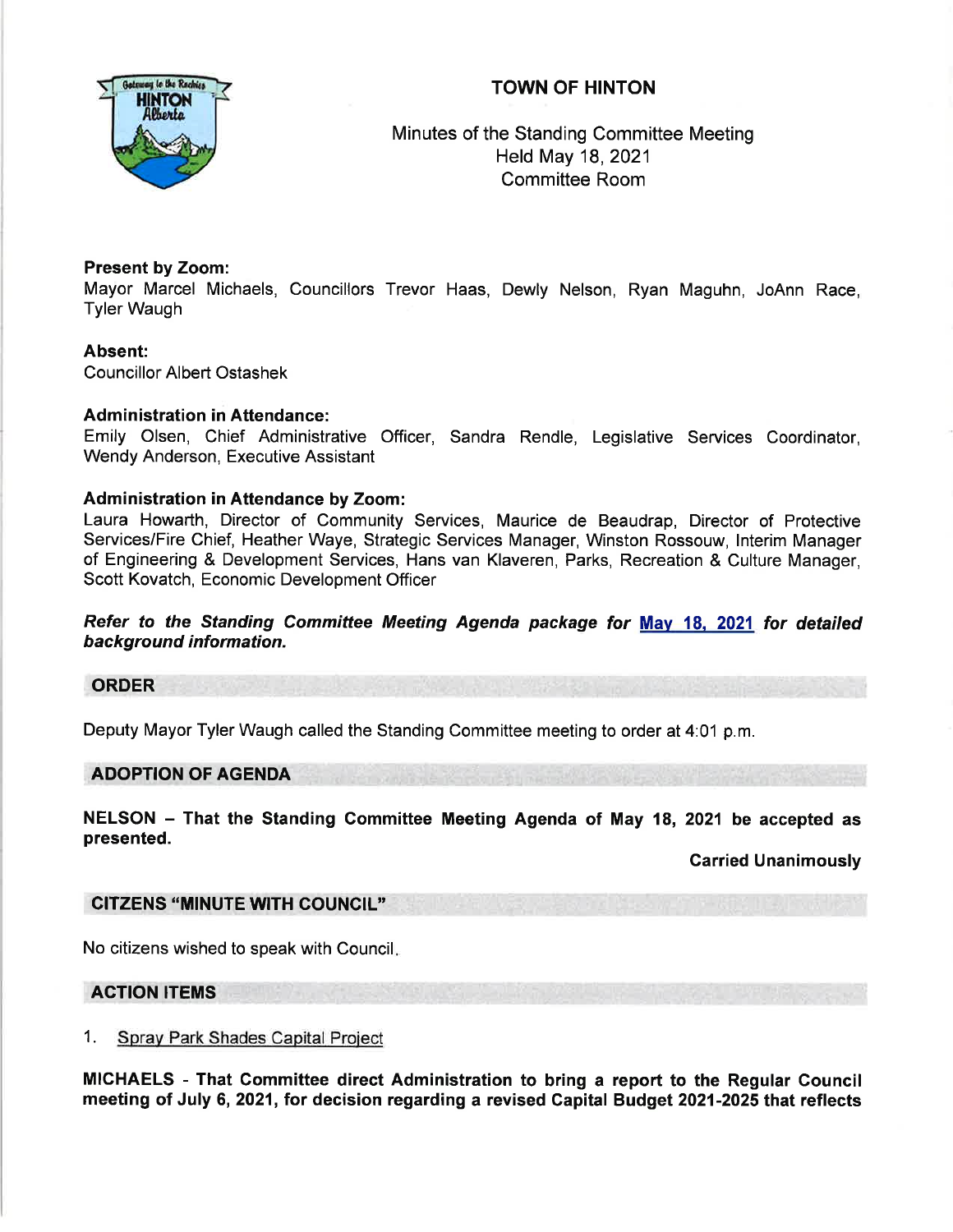# TOWN OF HINTON

Minutes of the Standing Committee Meeting
Held May 18, 2021
Committee Room

**Present by Zoom:**
Mayor Marcel Michaels, Councillors Trevor Haas, Dewly Nelson, Ryan Maguhn, JoAnn Race, Tyler Waugh

**Absent:**
Councillor Albert Ostashek

**Administration in Attendance:**
Emily Olsen, Chief Administrative Officer, Sandra Rendle, Legislative Services Coordinator, Wendy Anderson, Executive Assistant

**Administration in Attendance by Zoom:**
Laura Howarth, Director of Community Services, Maurice de Beaudrap, Director of Protective Services/Fire Chief, Heather Waye, Strategic Services Manager, Winston Rossouw, Interim Manager of Engineering & Development Services, Hans van Klaveren, Parks, Recreation & Culture Manager, Scott Kovatch, Economic Development Officer

***Refer to the Standing Committee Meeting Agenda package for May 18, 2021 for detailed background information.***

## ORDER

Deputy Mayor Tyler Waugh called the Standing Committee meeting to order at 4:01 p.m.

## ADOPTION OF AGENDA

**NELSON – That the Standing Committee Meeting Agenda of May 18, 2021 be accepted as presented.**

**Carried Unanimously**

## CITIZENS "MINUTE WITH COUNCIL"

No citizens wished to speak with Council.

## ACTION ITEMS

1. Spray Park Shades Capital Project

**MICHAELS - That Committee direct Administration to bring a report to the Regular Council meeting of July 6, 2021, for decision regarding a revised Capital Budget 2021-2025 that reflects**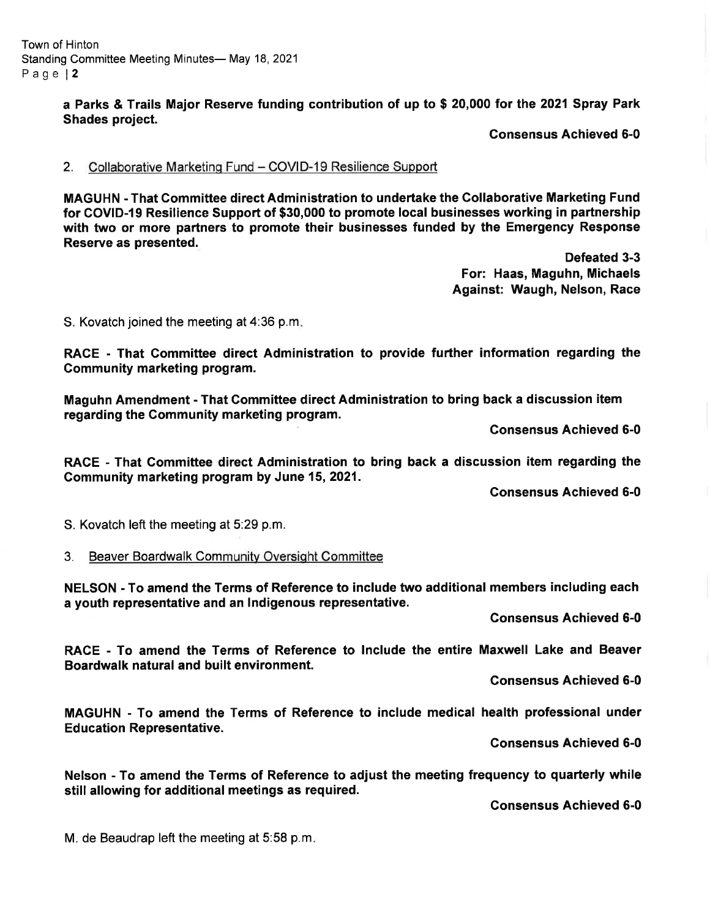**a Parks & Trails Major Reserve funding contribution of up to $ 20,000 for the 2021 Spray Park Shades project.**

**Consensus Achieved 6-0**

2. Collaborative Marketing Fund – COVID-19 Resilience Support

**MAGUHN - That Committee direct Administration to undertake the Collaborative Marketing Fund for COVID-19 Resilience Support of $30,000 to promote local businesses working in partnership with two or more partners to promote their businesses funded by the Emergency Response Reserve as presented.**

**Defeated 3-3**
**For: Haas, Maguhn, Michaels**
**Against: Waugh, Nelson, Race**

S. Kovatch joined the meeting at 4:36 p.m.

**RACE - That Committee direct Administration to provide further information regarding the Community marketing program.**

**Maguhn Amendment - That Committee direct Administration to bring back a discussion item regarding the Community marketing program.**

**Consensus Achieved 6-0**

**RACE - That Committee direct Administration to bring back a discussion item regarding the Community marketing program by June 15, 2021.**

**Consensus Achieved 6-0**

S. Kovatch left the meeting at 5:29 p.m.

3. Beaver Boardwalk Community Oversight Committee

**NELSON - To amend the Terms of Reference to include two additional members including each a youth representative and an Indigenous representative.**

**Consensus Achieved 6-0**

**RACE - To amend the Terms of Reference to Include the entire Maxwell Lake and Beaver Boardwalk natural and built environment.**

**Consensus Achieved 6-0**

**MAGUHN - To amend the Terms of Reference to include medical health professional under Education Representative.**

**Consensus Achieved 6-0**

**Nelson - To amend the Terms of Reference to adjust the meeting frequency to quarterly while still allowing for additional meetings as required.**

**Consensus Achieved 6-0**

M. de Beaudrap left the meeting at 5:58 p.m.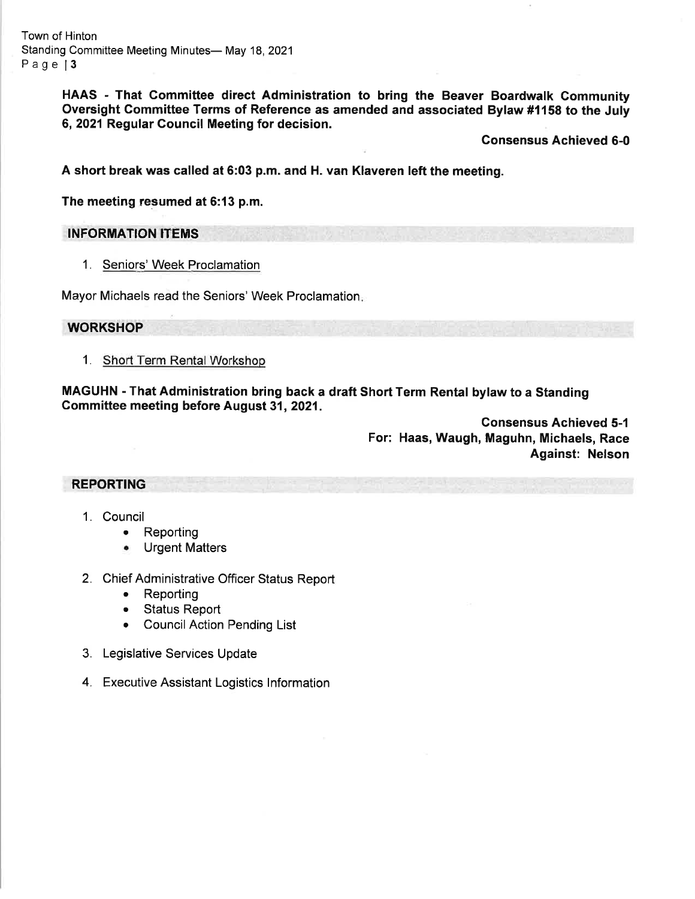**HAAS - That Committee direct Administration to bring the Beaver Boardwalk Community Oversight Committee Terms of Reference as amended and associated Bylaw #1158 to the July 6, 2021 Regular Council Meeting for decision.**

**Consensus Achieved 6-0**

**A short break was called at 6:03 p.m. and H. van Klaveren left the meeting.**

**The meeting resumed at 6:13 p.m.**

## INFORMATION ITEMS

1. Seniors' Week Proclamation

Mayor Michaels read the Seniors' Week Proclamation.

## WORKSHOP

1. Short Term Rental Workshop

**MAGUHN - That Administration bring back a draft Short Term Rental bylaw to a Standing Committee meeting before August 31, 2021.**

**Consensus Achieved 5-1**
**For: Haas, Waugh, Maguhn, Michaels, Race**
**Against: Nelson**

## REPORTING

1. Council
    - Reporting
    - Urgent Matters
2. Chief Administrative Officer Status Report
    - Reporting
    - Status Report
    - Council Action Pending List
3. Legislative Services Update
4. Executive Assistant Logistics Information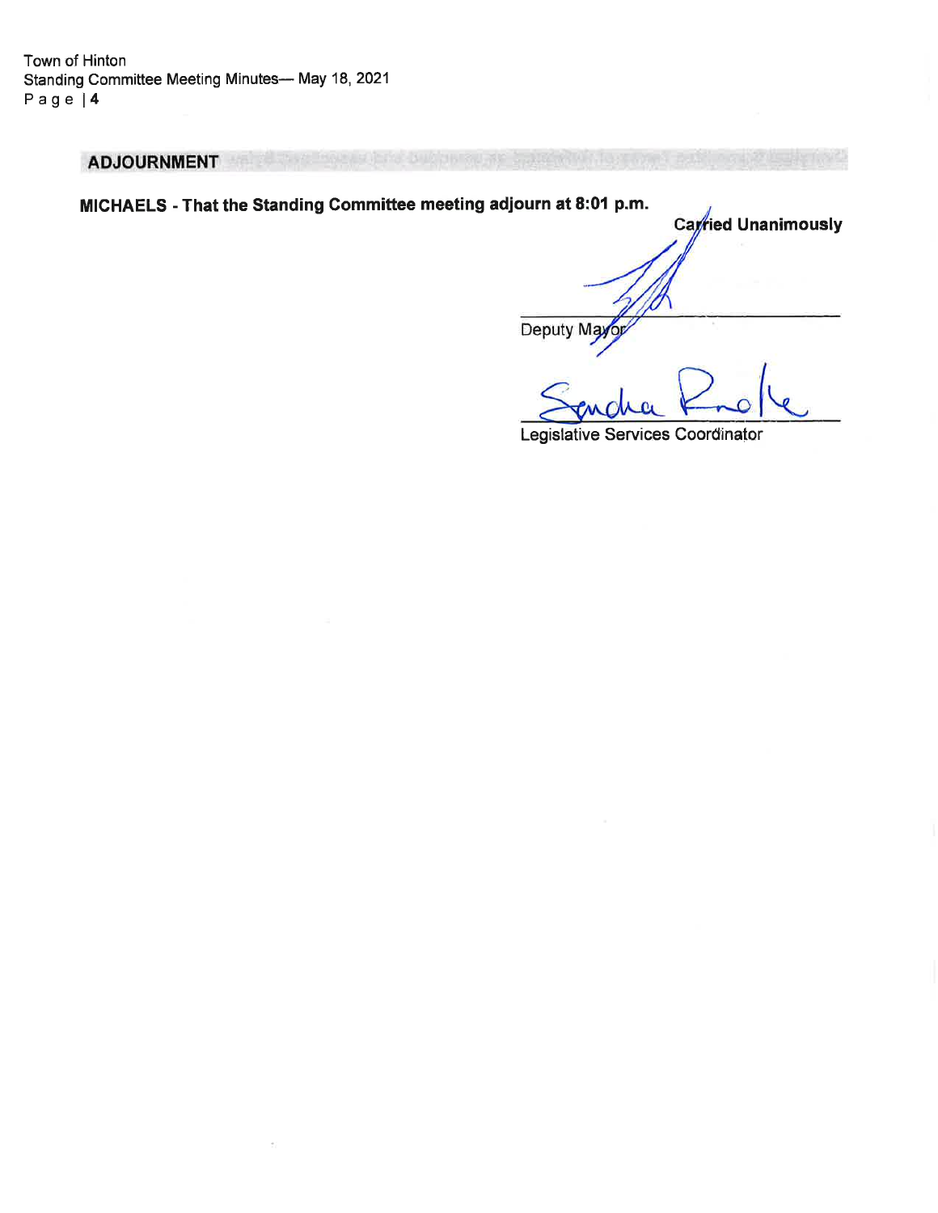## ADJOURNMENT

**MICHAELS - That the Standing Committee meeting adjourn at 8:01 p.m.**

**Carried Unanimously**

Deputy Mayor

Legislative Services Coordinator